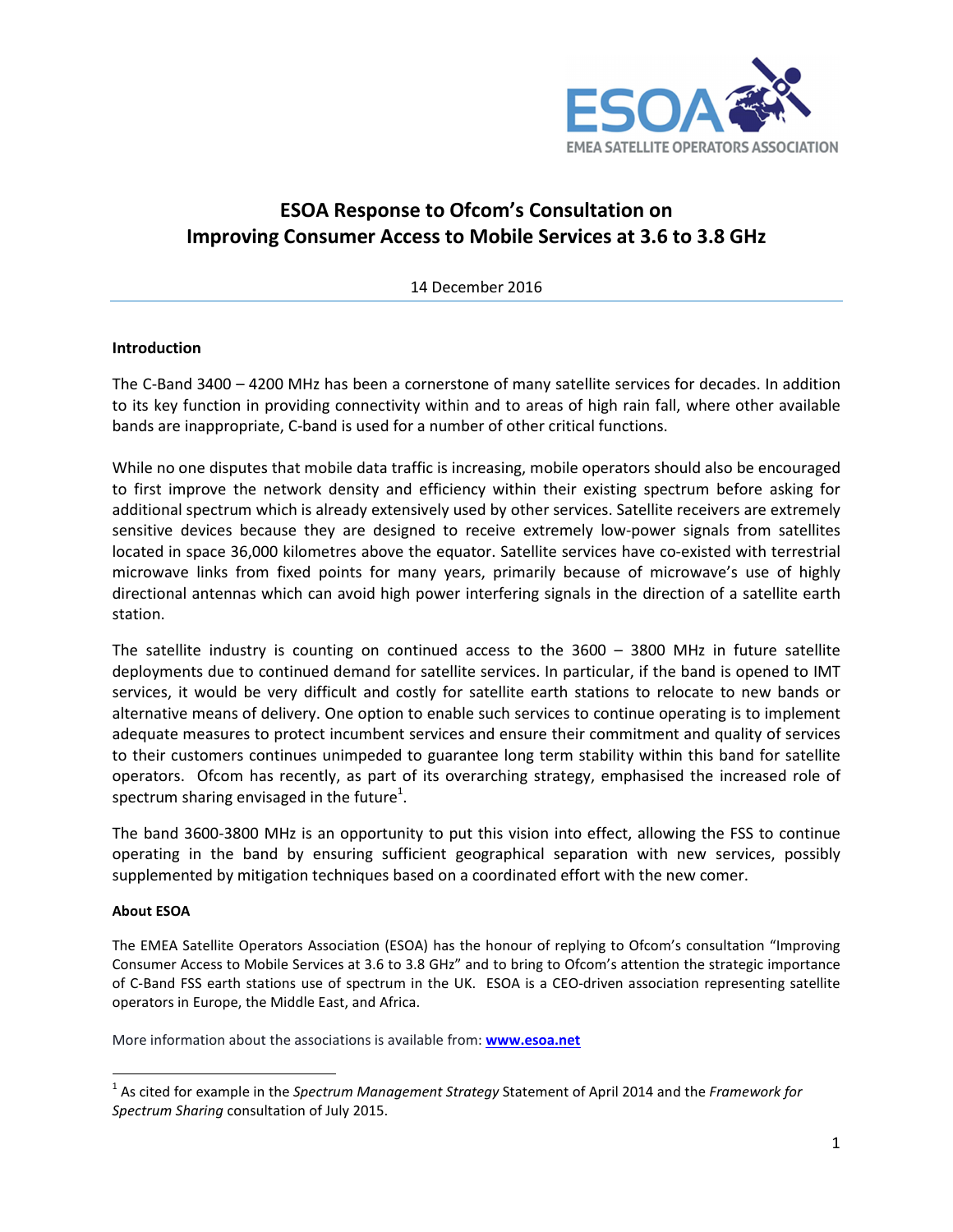# ESOA Response to Ofcom's Consultation on Improving Consumer Access to Mobile Services at 3.6 to 3.8 GHz

14 December 2016

## Introduction

The C-Band 3400 – 4200 MHz has been a cornerstone of many satellite services for decades. In addition to its key function in providing connectivity within and to areas of high rain fall, where other available bands are inappropriate, C-band is used for a number of other critical functions.

While no one disputes that mobile data traffic is increasing, mobile operators should also be encouraged to first improve the network density and efficiency within their existing spectrum before asking for additional spectrum which is already extensively used by other services. Satellite receivers are extremely sensitive devices because they are designed to receive extremely low-power signals from satellites located in space 36,000 kilometres above the equator. Satellite services have co-existed with terrestrial microwave links from fixed points for many years, primarily because of microwave's use of highly directional antennas which can avoid high power interfering signals in the direction of a satellite earth station.

The satellite industry is counting on continued access to the 3600 – 3800 MHz in future satellite deployments due to continued demand for satellite services. In particular, if the band is opened to IMT services, it would be very difficult and costly for satellite earth stations to relocate to new bands or alternative means of delivery. One option to enable such services to continue operating is to implement adequate measures to protect incumbent services and ensure their commitment and quality of services to their customers continues unimpeded to guarantee long term stability within this band for satellite operators. Ofcom has recently, as part of its overarching strategy, emphasised the increased role of spectrum sharing envisaged in the future[1].

The band 3600-3800 MHz is an opportunity to put this vision into effect, allowing the FSS to continue operating in the band by ensuring sufficient geographical separation with new services, possibly supplemented by mitigation techniques based on a coordinated effort with the new comer.

## About ESOA

The EMEA Satellite Operators Association (ESOA) has the honour of replying to Ofcom's consultation "Improving Consumer Access to Mobile Services at 3.6 to 3.8 GHz" and to bring to Ofcom's attention the strategic importance of C-Band FSS earth stations use of spectrum in the UK. ESOA is a CEO-driven association representing satellite operators in Europe, the Middle East, and Africa.

More information about the associations is available from: **www.esoa.net**

[1] As cited for example in the *Spectrum Management Strategy* Statement of April 2014 and the *Framework for Spectrum Sharing* consultation of July 2015.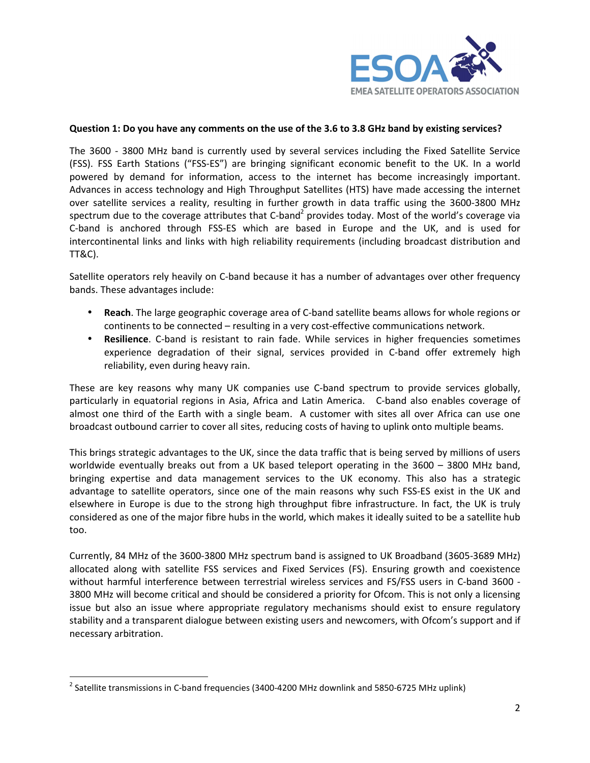**Question 1: Do you have any comments on the use of the 3.6 to 3.8 GHz band by existing services?**

The 3600 - 3800 MHz band is currently used by several services including the Fixed Satellite Service (FSS). FSS Earth Stations ("FSS-ES") are bringing significant economic benefit to the UK. In a world powered by demand for information, access to the internet has become increasingly important. Advances in access technology and High Throughput Satellites (HTS) have made accessing the internet over satellite services a reality, resulting in further growth in data traffic using the 3600-3800 MHz spectrum due to the coverage attributes that C-band[2] provides today. Most of the world's coverage via C-band is anchored through FSS-ES which are based in Europe and the UK, and is used for intercontinental links and links with high reliability requirements (including broadcast distribution and TT&C).

Satellite operators rely heavily on C-band because it has a number of advantages over other frequency bands. These advantages include:

- **Reach**. The large geographic coverage area of C-band satellite beams allows for whole regions or continents to be connected – resulting in a very cost-effective communications network.
- **Resilience**. C-band is resistant to rain fade. While services in higher frequencies sometimes experience degradation of their signal, services provided in C-band offer extremely high reliability, even during heavy rain.

These are key reasons why many UK companies use C-band spectrum to provide services globally, particularly in equatorial regions in Asia, Africa and Latin America. C-band also enables coverage of almost one third of the Earth with a single beam. A customer with sites all over Africa can use one broadcast outbound carrier to cover all sites, reducing costs of having to uplink onto multiple beams.

This brings strategic advantages to the UK, since the data traffic that is being served by millions of users worldwide eventually breaks out from a UK based teleport operating in the 3600 – 3800 MHz band, bringing expertise and data management services to the UK economy. This also has a strategic advantage to satellite operators, since one of the main reasons why such FSS-ES exist in the UK and elsewhere in Europe is due to the strong high throughput fibre infrastructure. In fact, the UK is truly considered as one of the major fibre hubs in the world, which makes it ideally suited to be a satellite hub too.

Currently, 84 MHz of the 3600-3800 MHz spectrum band is assigned to UK Broadband (3605-3689 MHz) allocated along with satellite FSS services and Fixed Services (FS). Ensuring growth and coexistence without harmful interference between terrestrial wireless services and FS/FSS users in C-band 3600 - 3800 MHz will become critical and should be considered a priority for Ofcom. This is not only a licensing issue but also an issue where appropriate regulatory mechanisms should exist to ensure regulatory stability and a transparent dialogue between existing users and newcomers, with Ofcom's support and if necessary arbitration.

---

[2] Satellite transmissions in C-band frequencies (3400-4200 MHz downlink and 5850-6725 MHz uplink)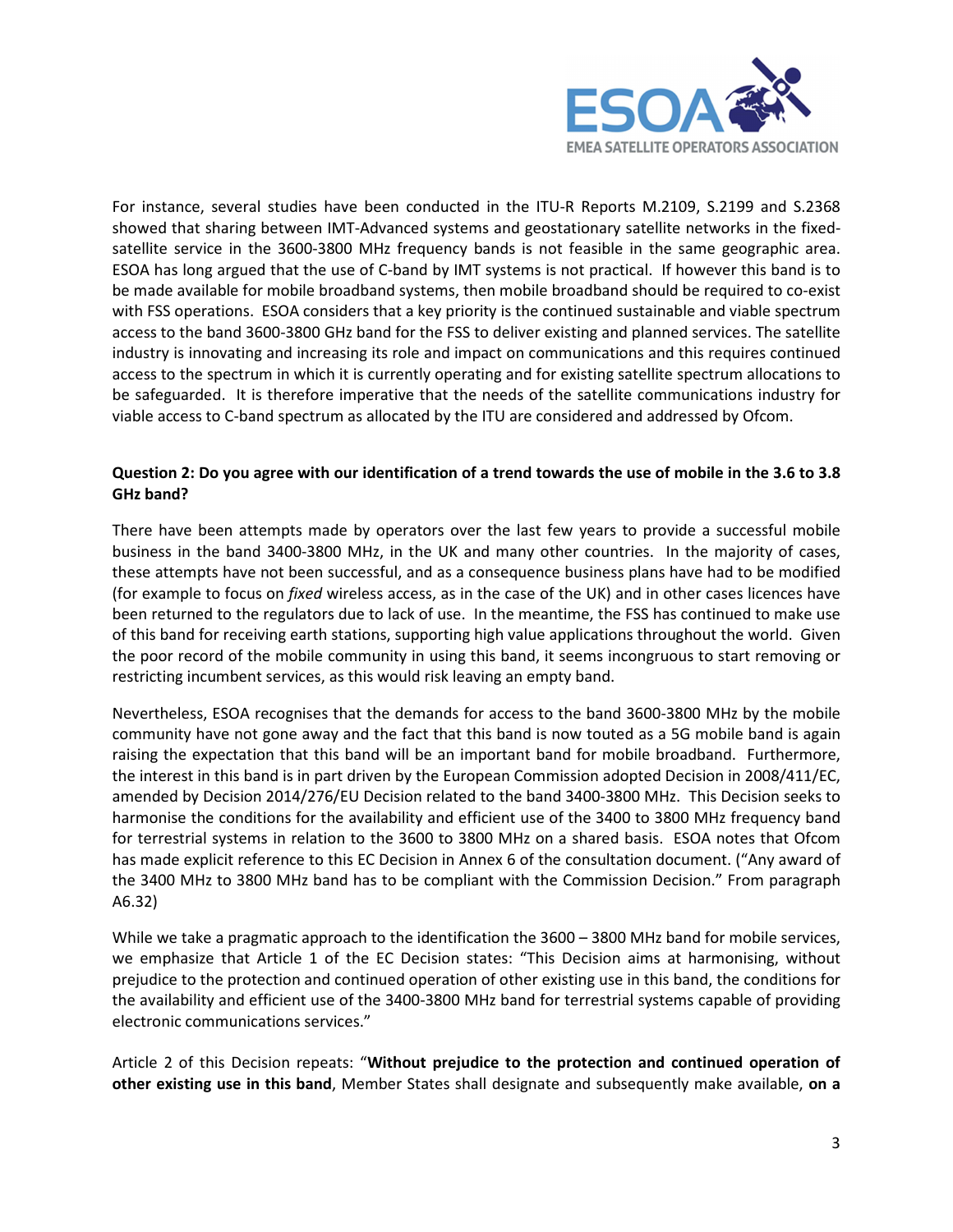For instance, several studies have been conducted in the ITU-R Reports M.2109, S.2199 and S.2368 showed that sharing between IMT-Advanced systems and geostationary satellite networks in the fixed-satellite service in the 3600-3800 MHz frequency bands is not feasible in the same geographic area. ESOA has long argued that the use of C-band by IMT systems is not practical. If however this band is to be made available for mobile broadband systems, then mobile broadband should be required to co-exist with FSS operations. ESOA considers that a key priority is the continued sustainable and viable spectrum access to the band 3600-3800 GHz band for the FSS to deliver existing and planned services. The satellite industry is innovating and increasing its role and impact on communications and this requires continued access to the spectrum in which it is currently operating and for existing satellite spectrum allocations to be safeguarded. It is therefore imperative that the needs of the satellite communications industry for viable access to C-band spectrum as allocated by the ITU are considered and addressed by Ofcom.

**Question 2: Do you agree with our identification of a trend towards the use of mobile in the 3.6 to 3.8 GHz band?**

There have been attempts made by operators over the last few years to provide a successful mobile business in the band 3400-3800 MHz, in the UK and many other countries. In the majority of cases, these attempts have not been successful, and as a consequence business plans have had to be modified (for example to focus on *fixed* wireless access, as in the case of the UK) and in other cases licences have been returned to the regulators due to lack of use. In the meantime, the FSS has continued to make use of this band for receiving earth stations, supporting high value applications throughout the world. Given the poor record of the mobile community in using this band, it seems incongruous to start removing or restricting incumbent services, as this would risk leaving an empty band.

Nevertheless, ESOA recognises that the demands for access to the band 3600-3800 MHz by the mobile community have not gone away and the fact that this band is now touted as a 5G mobile band is again raising the expectation that this band will be an important band for mobile broadband. Furthermore, the interest in this band is in part driven by the European Commission adopted Decision in 2008/411/EC, amended by Decision 2014/276/EU Decision related to the band 3400-3800 MHz. This Decision seeks to harmonise the conditions for the availability and efficient use of the 3400 to 3800 MHz frequency band for terrestrial systems in relation to the 3600 to 3800 MHz on a shared basis. ESOA notes that Ofcom has made explicit reference to this EC Decision in Annex 6 of the consultation document. ("Any award of the 3400 MHz to 3800 MHz band has to be compliant with the Commission Decision." From paragraph A6.32)

While we take a pragmatic approach to the identification the 3600 – 3800 MHz band for mobile services, we emphasize that Article 1 of the EC Decision states: "This Decision aims at harmonising, without prejudice to the protection and continued operation of other existing use in this band, the conditions for the availability and efficient use of the 3400-3800 MHz band for terrestrial systems capable of providing electronic communications services."

Article 2 of this Decision repeats: "**Without prejudice to the protection and continued operation of other existing use in this band**, Member States shall designate and subsequently make available, **on a**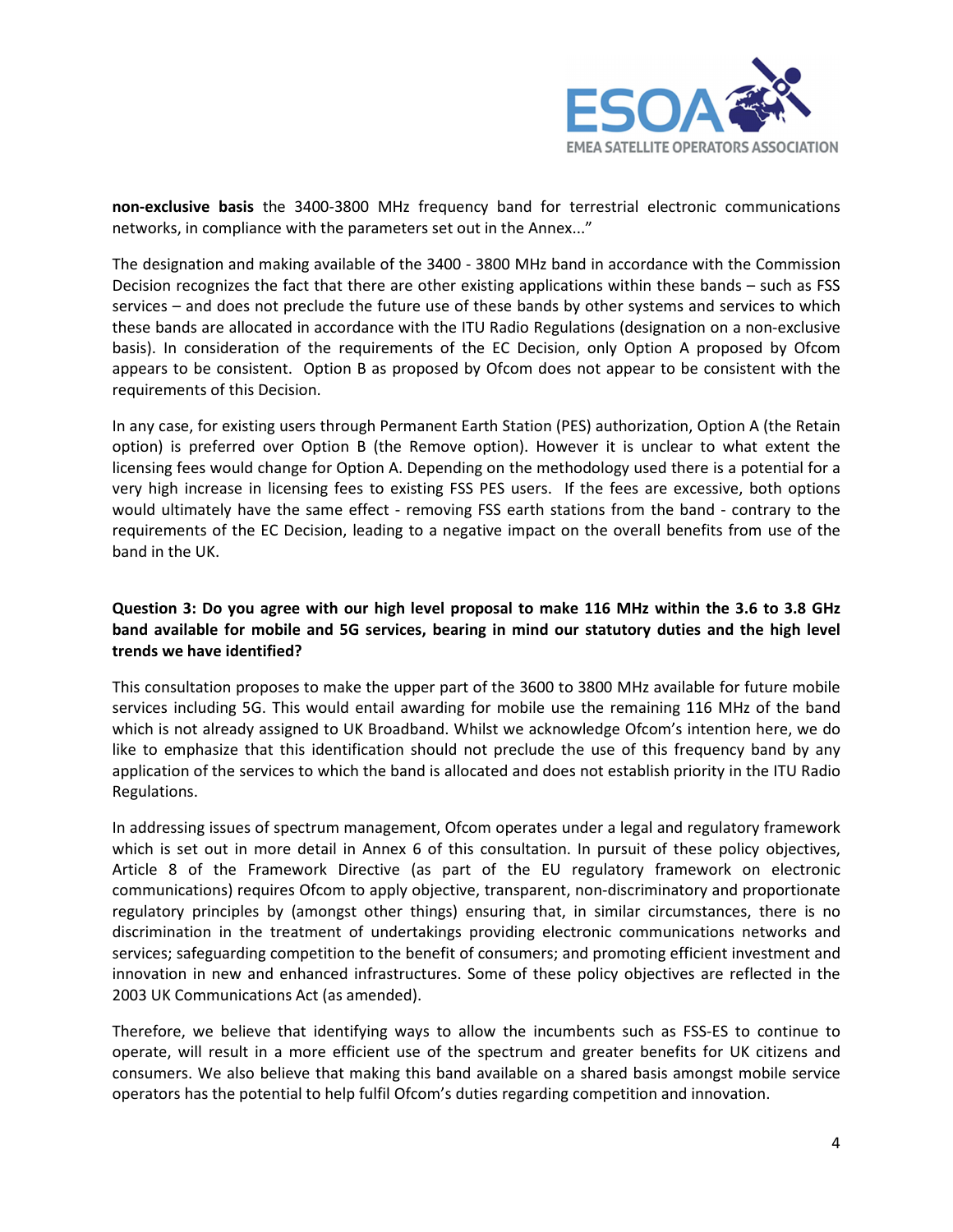**non-exclusive basis** the 3400-3800 MHz frequency band for terrestrial electronic communications networks, in compliance with the parameters set out in the Annex..."

The designation and making available of the 3400 - 3800 MHz band in accordance with the Commission Decision recognizes the fact that there are other existing applications within these bands – such as FSS services – and does not preclude the future use of these bands by other systems and services to which these bands are allocated in accordance with the ITU Radio Regulations (designation on a non-exclusive basis). In consideration of the requirements of the EC Decision, only Option A proposed by Ofcom appears to be consistent. Option B as proposed by Ofcom does not appear to be consistent with the requirements of this Decision.

In any case, for existing users through Permanent Earth Station (PES) authorization, Option A (the Retain option) is preferred over Option B (the Remove option). However it is unclear to what extent the licensing fees would change for Option A. Depending on the methodology used there is a potential for a very high increase in licensing fees to existing FSS PES users. If the fees are excessive, both options would ultimately have the same effect - removing FSS earth stations from the band - contrary to the requirements of the EC Decision, leading to a negative impact on the overall benefits from use of the band in the UK.

**Question 3: Do you agree with our high level proposal to make 116 MHz within the 3.6 to 3.8 GHz band available for mobile and 5G services, bearing in mind our statutory duties and the high level trends we have identified?**

This consultation proposes to make the upper part of the 3600 to 3800 MHz available for future mobile services including 5G. This would entail awarding for mobile use the remaining 116 MHz of the band which is not already assigned to UK Broadband. Whilst we acknowledge Ofcom's intention here, we do like to emphasize that this identification should not preclude the use of this frequency band by any application of the services to which the band is allocated and does not establish priority in the ITU Radio Regulations.

In addressing issues of spectrum management, Ofcom operates under a legal and regulatory framework which is set out in more detail in Annex 6 of this consultation. In pursuit of these policy objectives, Article 8 of the Framework Directive (as part of the EU regulatory framework on electronic communications) requires Ofcom to apply objective, transparent, non-discriminatory and proportionate regulatory principles by (amongst other things) ensuring that, in similar circumstances, there is no discrimination in the treatment of undertakings providing electronic communications networks and services; safeguarding competition to the benefit of consumers; and promoting efficient investment and innovation in new and enhanced infrastructures. Some of these policy objectives are reflected in the 2003 UK Communications Act (as amended).

Therefore, we believe that identifying ways to allow the incumbents such as FSS-ES to continue to operate, will result in a more efficient use of the spectrum and greater benefits for UK citizens and consumers. We also believe that making this band available on a shared basis amongst mobile service operators has the potential to help fulfil Ofcom's duties regarding competition and innovation.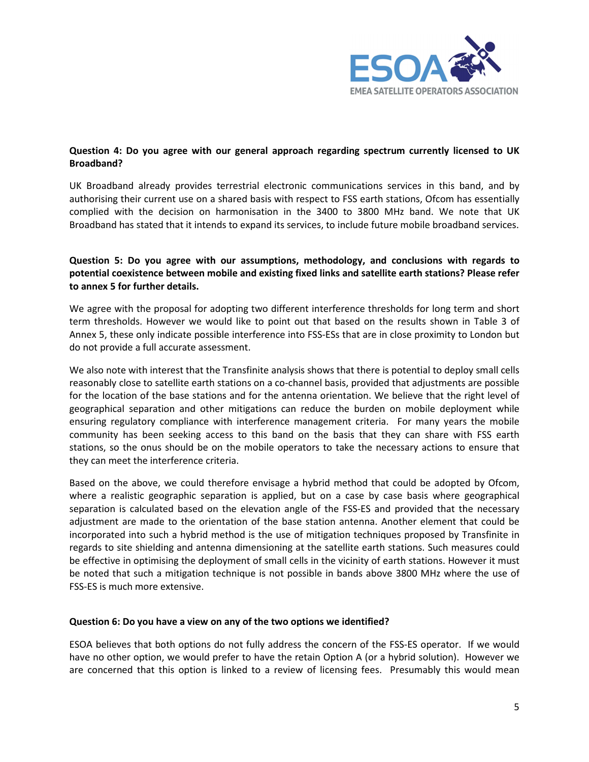**Question 4: Do you agree with our general approach regarding spectrum currently licensed to UK Broadband?**

UK Broadband already provides terrestrial electronic communications services in this band, and by authorising their current use on a shared basis with respect to FSS earth stations, Ofcom has essentially complied with the decision on harmonisation in the 3400 to 3800 MHz band. We note that UK Broadband has stated that it intends to expand its services, to include future mobile broadband services.

**Question 5: Do you agree with our assumptions, methodology, and conclusions with regards to potential coexistence between mobile and existing fixed links and satellite earth stations? Please refer to annex 5 for further details.**

We agree with the proposal for adopting two different interference thresholds for long term and short term thresholds. However we would like to point out that based on the results shown in Table 3 of Annex 5, these only indicate possible interference into FSS-ESs that are in close proximity to London but do not provide a full accurate assessment.

We also note with interest that the Transfinite analysis shows that there is potential to deploy small cells reasonably close to satellite earth stations on a co-channel basis, provided that adjustments are possible for the location of the base stations and for the antenna orientation. We believe that the right level of geographical separation and other mitigations can reduce the burden on mobile deployment while ensuring regulatory compliance with interference management criteria. For many years the mobile community has been seeking access to this band on the basis that they can share with FSS earth stations, so the onus should be on the mobile operators to take the necessary actions to ensure that they can meet the interference criteria.

Based on the above, we could therefore envisage a hybrid method that could be adopted by Ofcom, where a realistic geographic separation is applied, but on a case by case basis where geographical separation is calculated based on the elevation angle of the FSS-ES and provided that the necessary adjustment are made to the orientation of the base station antenna. Another element that could be incorporated into such a hybrid method is the use of mitigation techniques proposed by Transfinite in regards to site shielding and antenna dimensioning at the satellite earth stations. Such measures could be effective in optimising the deployment of small cells in the vicinity of earth stations. However it must be noted that such a mitigation technique is not possible in bands above 3800 MHz where the use of FSS-ES is much more extensive.

**Question 6: Do you have a view on any of the two options we identified?**

ESOA believes that both options do not fully address the concern of the FSS-ES operator. If we would have no other option, we would prefer to have the retain Option A (or a hybrid solution). However we are concerned that this option is linked to a review of licensing fees. Presumably this would mean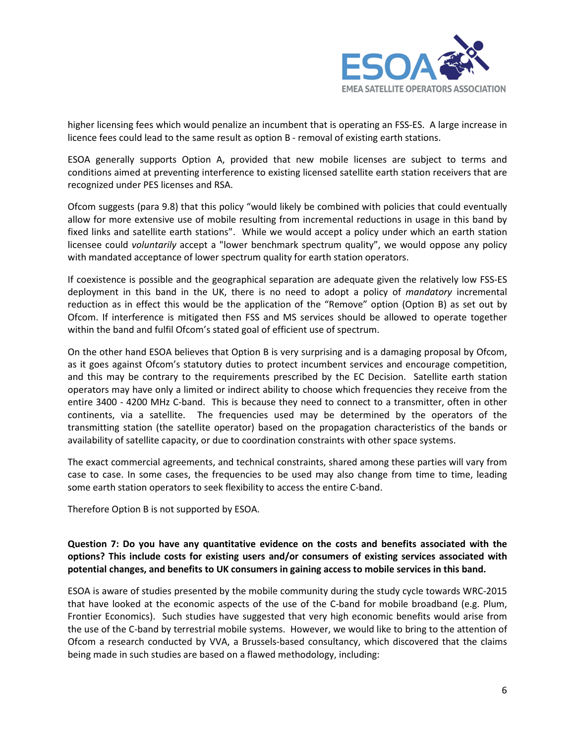higher licensing fees which would penalize an incumbent that is operating an FSS-ES. A large increase in licence fees could lead to the same result as option B - removal of existing earth stations.

ESOA generally supports Option A, provided that new mobile licenses are subject to terms and conditions aimed at preventing interference to existing licensed satellite earth station receivers that are recognized under PES licenses and RSA.

Ofcom suggests (para 9.8) that this policy "would likely be combined with policies that could eventually allow for more extensive use of mobile resulting from incremental reductions in usage in this band by fixed links and satellite earth stations". While we would accept a policy under which an earth station licensee could *voluntarily* accept a "lower benchmark spectrum quality", we would oppose any policy with mandated acceptance of lower spectrum quality for earth station operators.

If coexistence is possible and the geographical separation are adequate given the relatively low FSS-ES deployment in this band in the UK, there is no need to adopt a policy of *mandatory* incremental reduction as in effect this would be the application of the "Remove" option (Option B) as set out by Ofcom. If interference is mitigated then FSS and MS services should be allowed to operate together within the band and fulfil Ofcom's stated goal of efficient use of spectrum.

On the other hand ESOA believes that Option B is very surprising and is a damaging proposal by Ofcom, as it goes against Ofcom's statutory duties to protect incumbent services and encourage competition, and this may be contrary to the requirements prescribed by the EC Decision. Satellite earth station operators may have only a limited or indirect ability to choose which frequencies they receive from the entire 3400 - 4200 MHz C-band. This is because they need to connect to a transmitter, often in other continents, via a satellite. The frequencies used may be determined by the operators of the transmitting station (the satellite operator) based on the propagation characteristics of the bands or availability of satellite capacity, or due to coordination constraints with other space systems.

The exact commercial agreements, and technical constraints, shared among these parties will vary from case to case. In some cases, the frequencies to be used may also change from time to time, leading some earth station operators to seek flexibility to access the entire C-band.

Therefore Option B is not supported by ESOA.

**Question 7: Do you have any quantitative evidence on the costs and benefits associated with the options? This include costs for existing users and/or consumers of existing services associated with potential changes, and benefits to UK consumers in gaining access to mobile services in this band.**

ESOA is aware of studies presented by the mobile community during the study cycle towards WRC-2015 that have looked at the economic aspects of the use of the C-band for mobile broadband (e.g. Plum, Frontier Economics). Such studies have suggested that very high economic benefits would arise from the use of the C-band by terrestrial mobile systems. However, we would like to bring to the attention of Ofcom a research conducted by VVA, a Brussels-based consultancy, which discovered that the claims being made in such studies are based on a flawed methodology, including: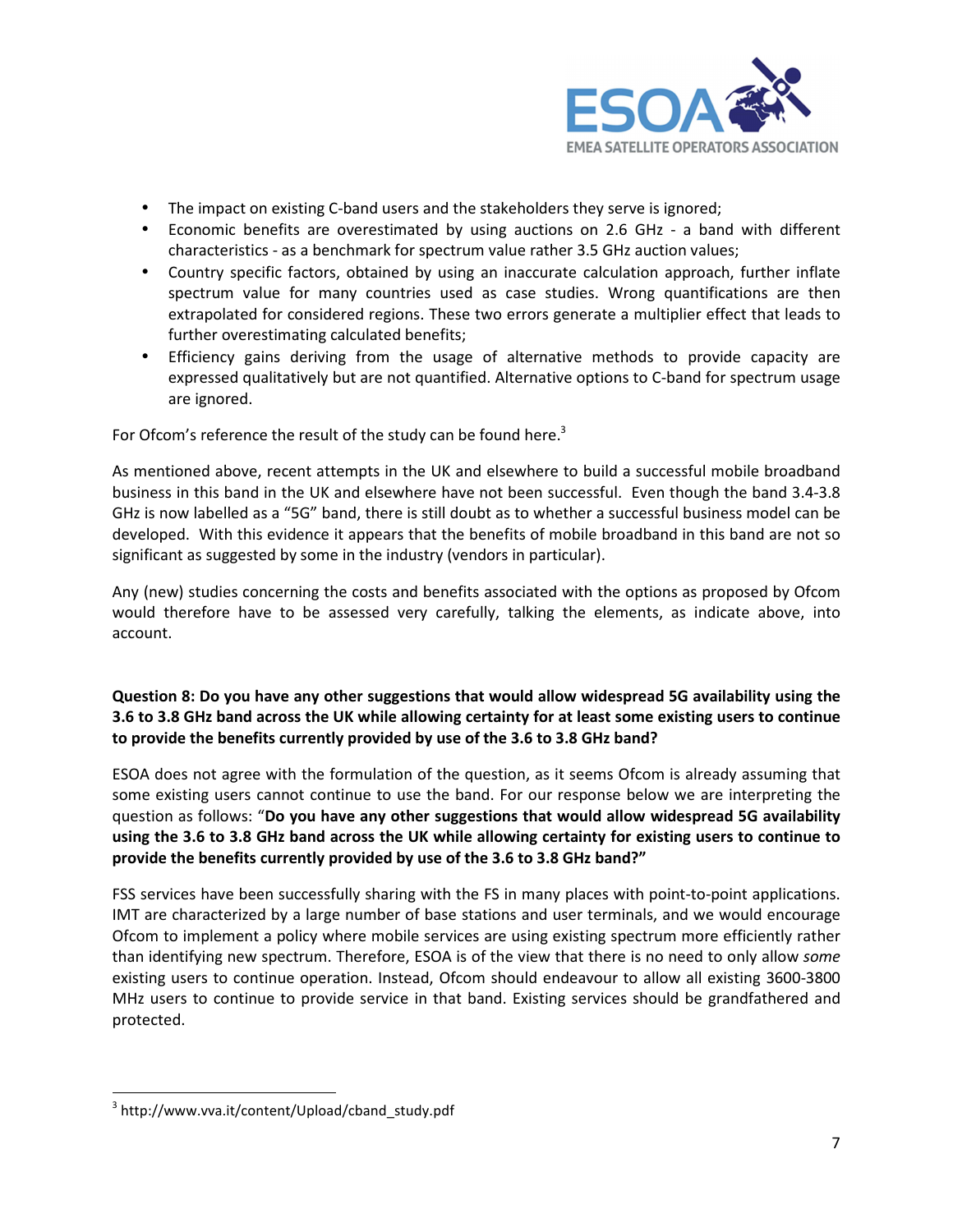- The impact on existing C-band users and the stakeholders they serve is ignored;
- Economic benefits are overestimated by using auctions on 2.6 GHz - a band with different characteristics - as a benchmark for spectrum value rather 3.5 GHz auction values;
- Country specific factors, obtained by using an inaccurate calculation approach, further inflate spectrum value for many countries used as case studies. Wrong quantifications are then extrapolated for considered regions. These two errors generate a multiplier effect that leads to further overestimating calculated benefits;
- Efficiency gains deriving from the usage of alternative methods to provide capacity are expressed qualitatively but are not quantified. Alternative options to C-band for spectrum usage are ignored.

For Ofcom's reference the result of the study can be found here.[3]

As mentioned above, recent attempts in the UK and elsewhere to build a successful mobile broadband business in this band in the UK and elsewhere have not been successful. Even though the band 3.4-3.8 GHz is now labelled as a "5G" band, there is still doubt as to whether a successful business model can be developed. With this evidence it appears that the benefits of mobile broadband in this band are not so significant as suggested by some in the industry (vendors in particular).

Any (new) studies concerning the costs and benefits associated with the options as proposed by Ofcom would therefore have to be assessed very carefully, talking the elements, as indicate above, into account.

**Question 8: Do you have any other suggestions that would allow widespread 5G availability using the 3.6 to 3.8 GHz band across the UK while allowing certainty for at least some existing users to continue to provide the benefits currently provided by use of the 3.6 to 3.8 GHz band?**

ESOA does not agree with the formulation of the question, as it seems Ofcom is already assuming that some existing users cannot continue to use the band. For our response below we are interpreting the question as follows: "**Do you have any other suggestions that would allow widespread 5G availability using the 3.6 to 3.8 GHz band across the UK while allowing certainty for existing users to continue to provide the benefits currently provided by use of the 3.6 to 3.8 GHz band?"**

FSS services have been successfully sharing with the FS in many places with point-to-point applications. IMT are characterized by a large number of base stations and user terminals, and we would encourage Ofcom to implement a policy where mobile services are using existing spectrum more efficiently rather than identifying new spectrum. Therefore, ESOA is of the view that there is no need to only allow *some* existing users to continue operation. Instead, Ofcom should endeavour to allow all existing 3600-3800 MHz users to continue to provide service in that band. Existing services should be grandfathered and protected.

---

[3] http://www.vva.it/content/Upload/cband_study.pdf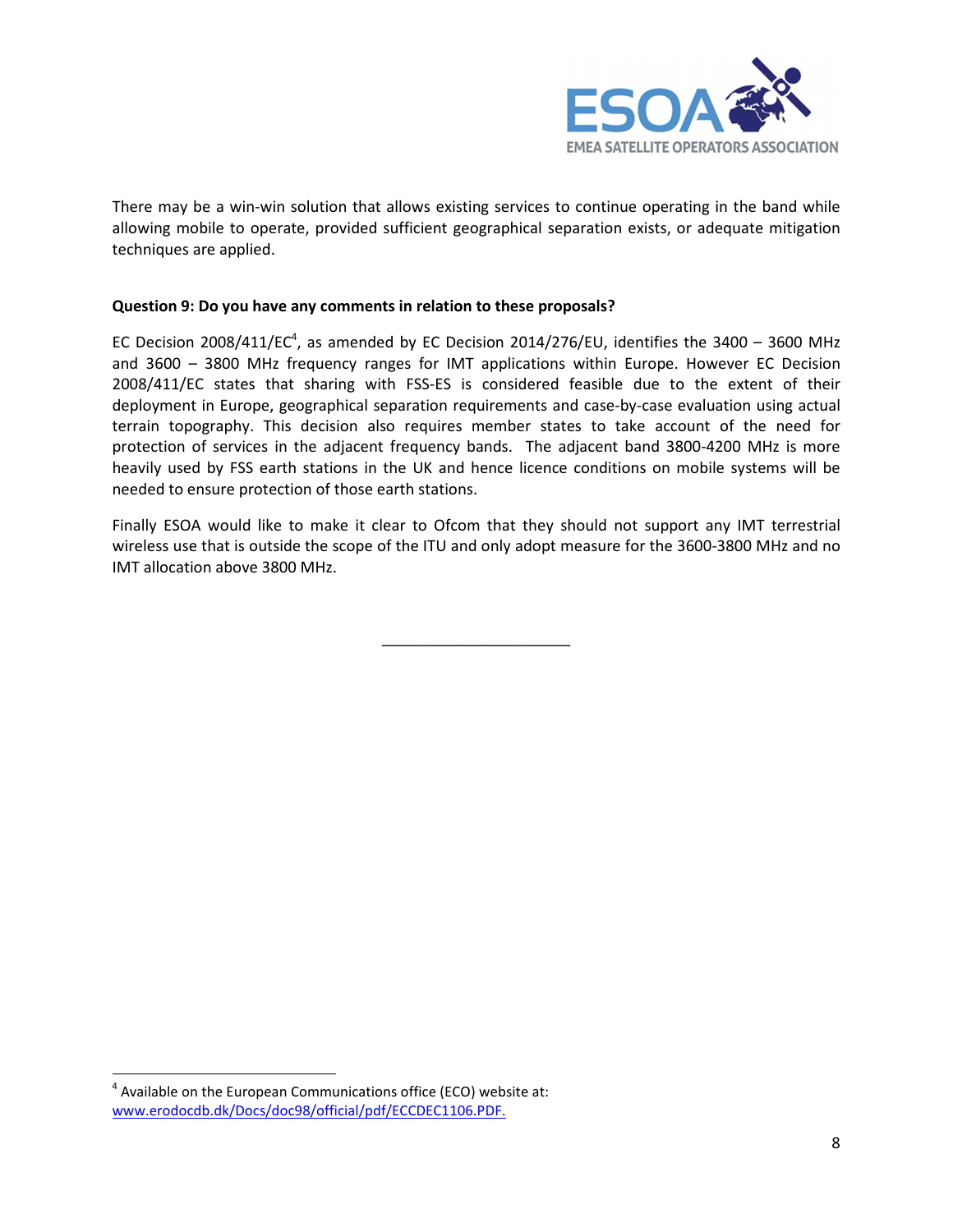There may be a win-win solution that allows existing services to continue operating in the band while allowing mobile to operate, provided sufficient geographical separation exists, or adequate mitigation techniques are applied.

**Question 9: Do you have any comments in relation to these proposals?**

EC Decision 2008/411/EC[4], as amended by EC Decision 2014/276/EU, identifies the 3400 – 3600 MHz and 3600 – 3800 MHz frequency ranges for IMT applications within Europe. However EC Decision 2008/411/EC states that sharing with FSS-ES is considered feasible due to the extent of their deployment in Europe, geographical separation requirements and case-by-case evaluation using actual terrain topography. This decision also requires member states to take account of the need for protection of services in the adjacent frequency bands. The adjacent band 3800-4200 MHz is more heavily used by FSS earth stations in the UK and hence licence conditions on mobile systems will be needed to ensure protection of those earth stations.

Finally ESOA would like to make it clear to Ofcom that they should not support any IMT terrestrial wireless use that is outside the scope of the ITU and only adopt measure for the 3600-3800 MHz and no IMT allocation above 3800 MHz.

---

[4] Available on the European Communications office (ECO) website at: www.erodocdb.dk/Docs/doc98/official/pdf/ECCDEC1106.PDF.